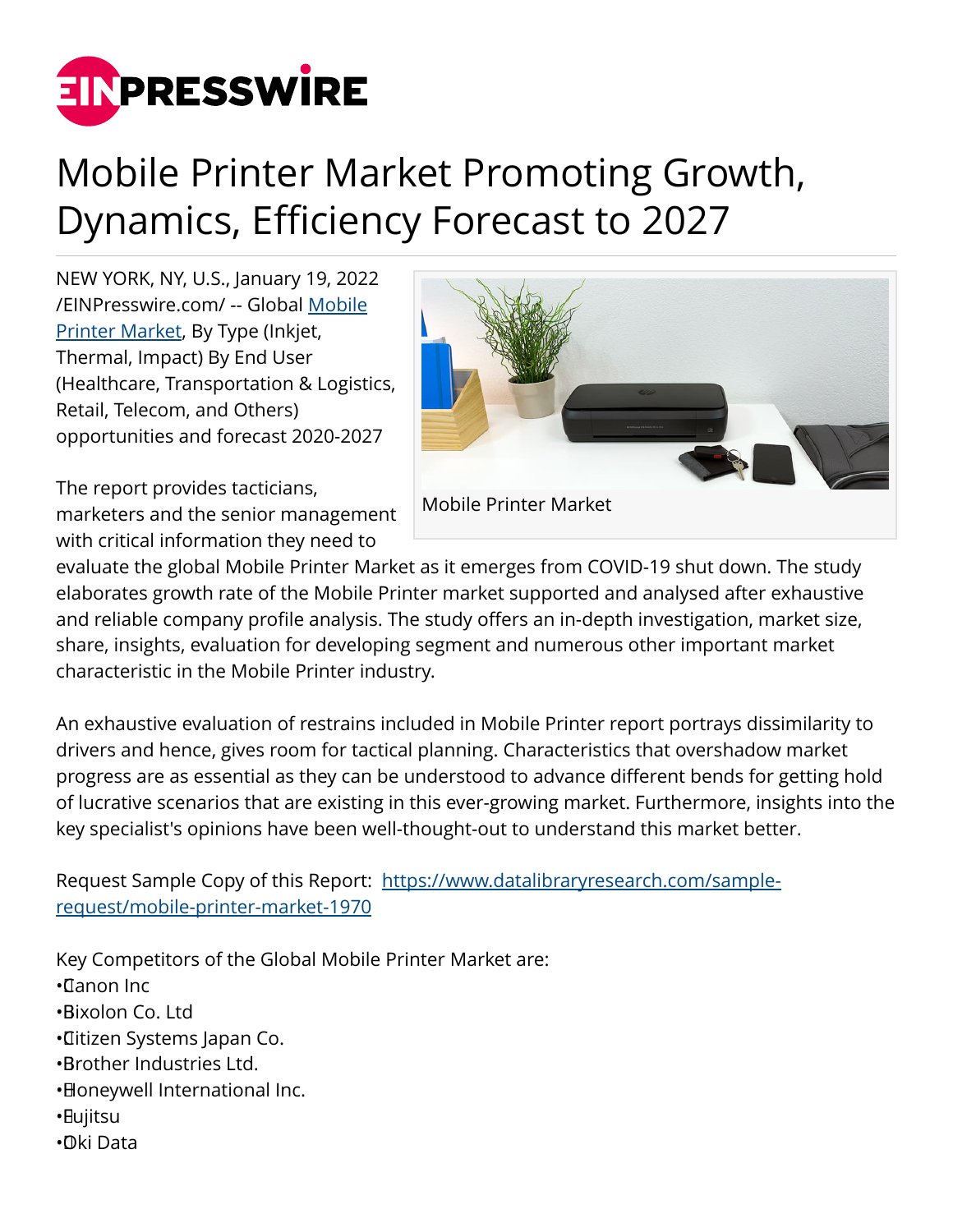# Mobile Printer Market Promoting Growth, Dynamics, Efficiency Forecast to 2027

NEW YORK, NY, U.S., January 19, 2022 /EINPresswire.com/ -- Global Mobile Printer Market, By Type (Inkjet, Thermal, Impact) By End User (Healthcare, Transportation & Logistics, Retail, Telecom, and Others) opportunities and forecast 2020-2027

Mobile Printer Market

The report provides tacticians, marketers and the senior management with critical information they need to evaluate the global Mobile Printer Market as it emerges from COVID-19 shut down. The study elaborates growth rate of the Mobile Printer market supported and analysed after exhaustive and reliable company profile analysis. The study offers an in-depth investigation, market size, share, insights, evaluation for developing segment and numerous other important market characteristic in the Mobile Printer industry.

An exhaustive evaluation of restrains included in Mobile Printer report portrays dissimilarity to drivers and hence, gives room for tactical planning. Characteristics that overshadow market progress are as essential as they can be understood to advance different bends for getting hold of lucrative scenarios that are existing in this ever-growing market. Furthermore, insights into the key specialist's opinions have been well-thought-out to understand this market better.

Request Sample Copy of this Report: https://www.datalibraryresearch.com/sample-request/mobile-printer-market-1970

Key Competitors of the Global Mobile Printer Market are:

- Canon Inc
- Bixolon Co. Ltd
- Citizen Systems Japan Co.
- Brother Industries Ltd.
- Honeywell International Inc.
- Fujitsu
- Oki Data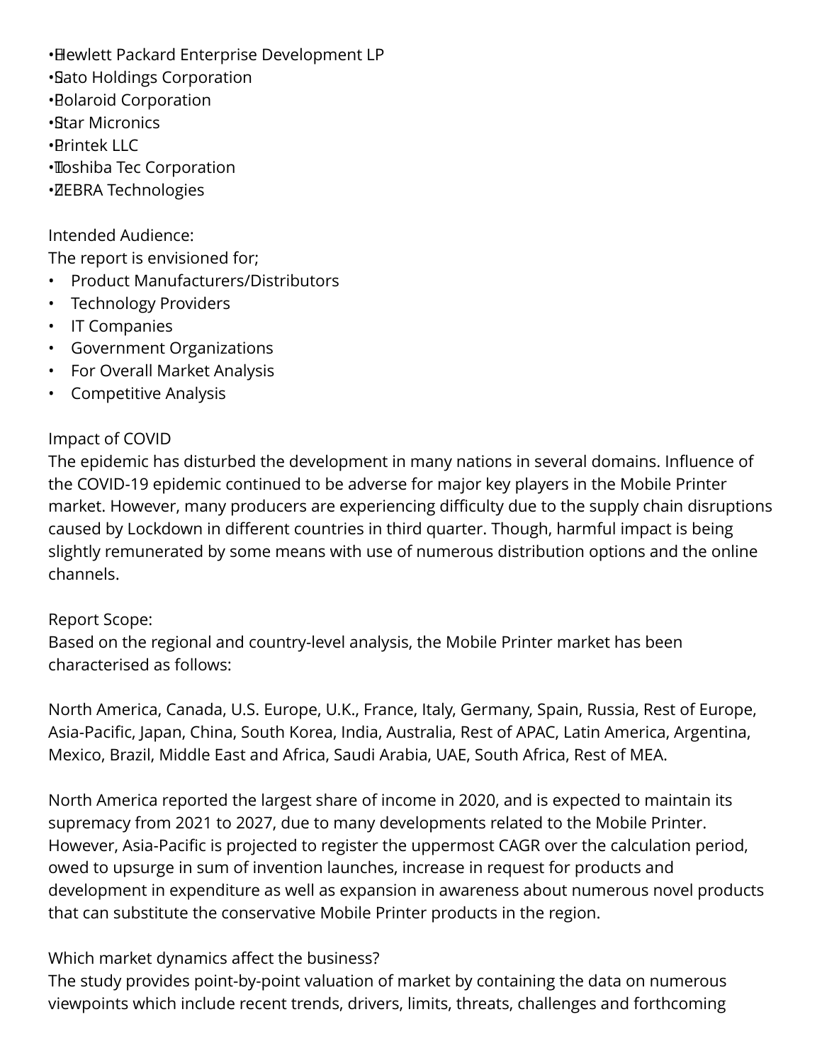- Hewlett Packard Enterprise Development LP
- Sato Holdings Corporation
- Polaroid Corporation
- Star Micronics
- Printek LLC
- Toshiba Tec Corporation
- ZEBRA Technologies

Intended Audience:
The report is envisioned for;

- Product Manufacturers/Distributors
- Technology Providers
- IT Companies
- Government Organizations
- For Overall Market Analysis
- Competitive Analysis

Impact of COVID
The epidemic has disturbed the development in many nations in several domains. Influence of the COVID-19 epidemic continued to be adverse for major key players in the Mobile Printer market. However, many producers are experiencing difficulty due to the supply chain disruptions caused by Lockdown in different countries in third quarter. Though, harmful impact is being slightly remunerated by some means with use of numerous distribution options and the online channels.

Report Scope:
Based on the regional and country-level analysis, the Mobile Printer market has been characterised as follows:

North America, Canada, U.S. Europe, U.K., France, Italy, Germany, Spain, Russia, Rest of Europe, Asia-Pacific, Japan, China, South Korea, India, Australia, Rest of APAC, Latin America, Argentina, Mexico, Brazil, Middle East and Africa, Saudi Arabia, UAE, South Africa, Rest of MEA.

North America reported the largest share of income in 2020, and is expected to maintain its supremacy from 2021 to 2027, due to many developments related to the Mobile Printer. However, Asia-Pacific is projected to register the uppermost CAGR over the calculation period, owed to upsurge in sum of invention launches, increase in request for products and development in expenditure as well as expansion in awareness about numerous novel products that can substitute the conservative Mobile Printer products in the region.

Which market dynamics affect the business?
The study provides point-by-point valuation of market by containing the data on numerous viewpoints which include recent trends, drivers, limits, threats, challenges and forthcoming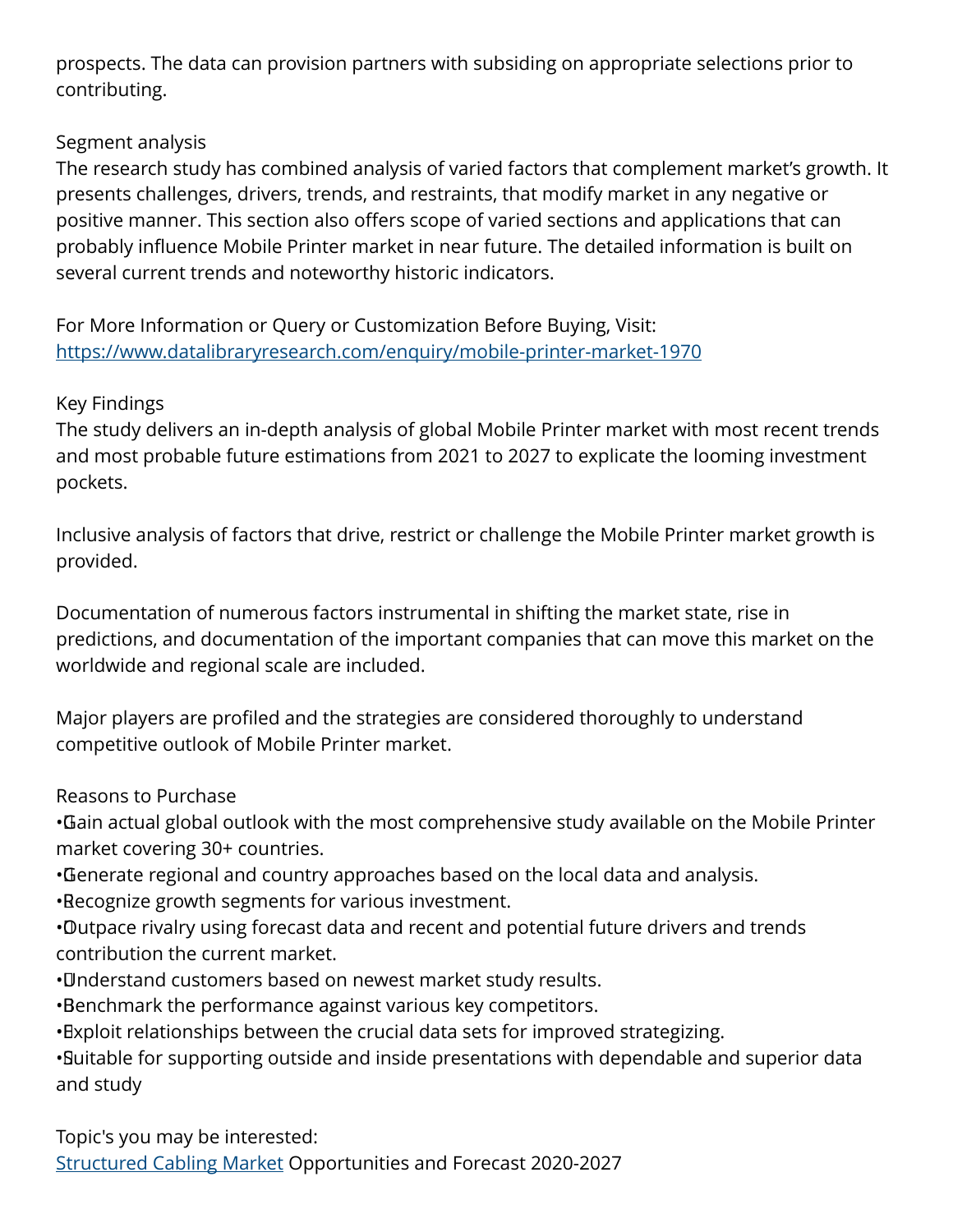prospects. The data can provision partners with subsiding on appropriate selections prior to contributing.

Segment analysis

The research study has combined analysis of varied factors that complement market's growth. It presents challenges, drivers, trends, and restraints, that modify market in any negative or positive manner. This section also offers scope of varied sections and applications that can probably influence Mobile Printer market in near future. The detailed information is built on several current trends and noteworthy historic indicators.

For More Information or Query or Customization Before Buying, Visit:
[https://www.datalibraryresearch.com/enquiry/mobile-printer-market-1970](https://www.datalibraryresearch.com/enquiry/mobile-printer-market-1970)

Key Findings

The study delivers an in-depth analysis of global Mobile Printer market with most recent trends and most probable future estimations from 2021 to 2027 to explicate the looming investment pockets.

Inclusive analysis of factors that drive, restrict or challenge the Mobile Printer market growth is provided.

Documentation of numerous factors instrumental in shifting the market state, rise in predictions, and documentation of the important companies that can move this market on the worldwide and regional scale are included.

Major players are profiled and the strategies are considered thoroughly to understand competitive outlook of Mobile Printer market.

Reasons to Purchase

- Gain actual global outlook with the most comprehensive study available on the Mobile Printer market covering 30+ countries.
- Generate regional and country approaches based on the local data and analysis.
- Recognize growth segments for various investment.
- Outpace rivalry using forecast data and recent and potential future drivers and trends contribution the current market.
- Understand customers based on newest market study results.
- Benchmark the performance against various key competitors.
- Exploit relationships between the crucial data sets for improved strategizing.
- Suitable for supporting outside and inside presentations with dependable and superior data and study

Topic's you may be interested:

[Structured Cabling Market](#) Opportunities and Forecast 2020-2027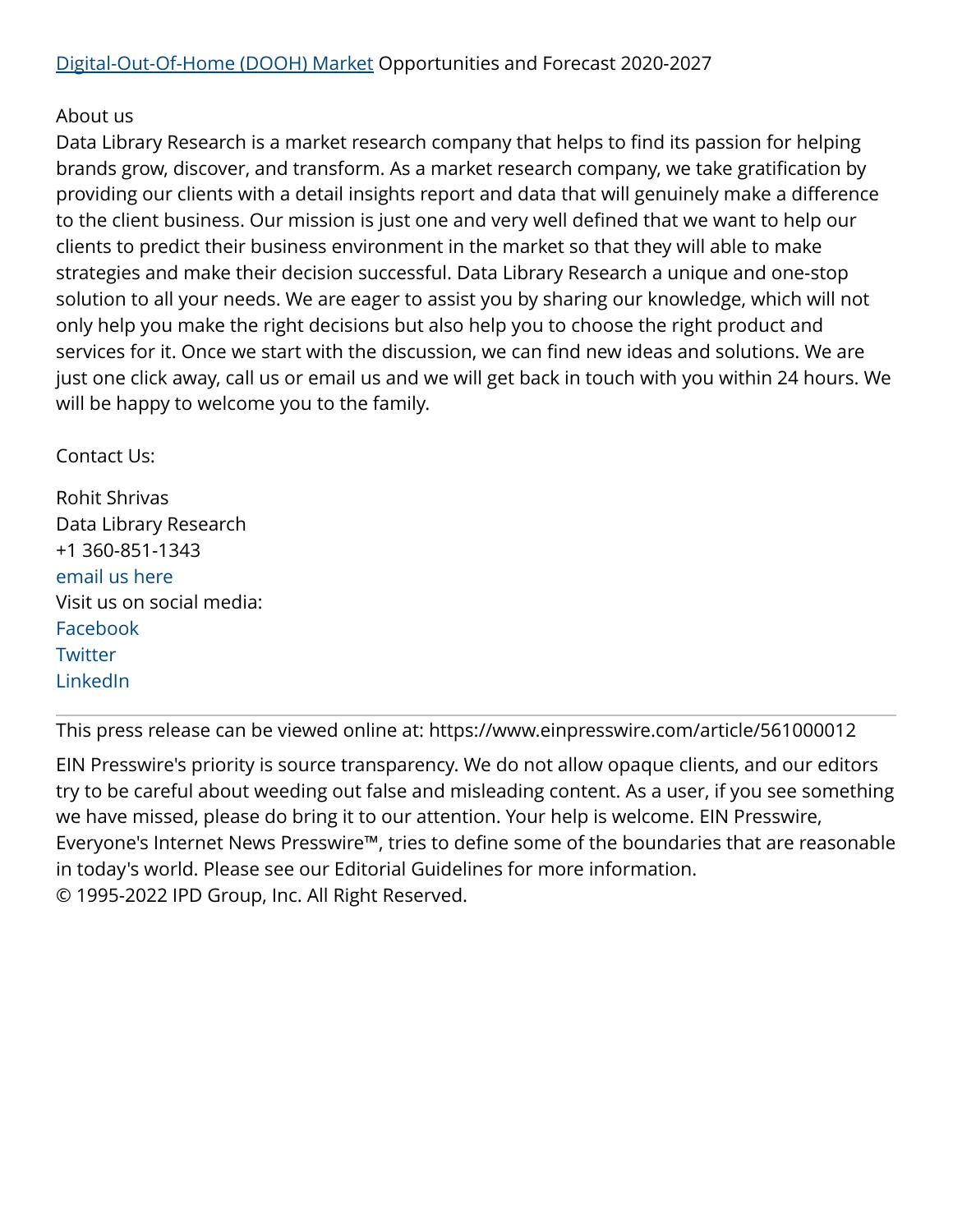Digital-Out-Of-Home (DOOH) Market Opportunities and Forecast 2020-2027

About us
Data Library Research is a market research company that helps to find its passion for helping brands grow, discover, and transform. As a market research company, we take gratification by providing our clients with a detail insights report and data that will genuinely make a difference to the client business. Our mission is just one and very well defined that we want to help our clients to predict their business environment in the market so that they will able to make strategies and make their decision successful. Data Library Research a unique and one-stop solution to all your needs. We are eager to assist you by sharing our knowledge, which will not only help you make the right decisions but also help you to choose the right product and services for it. Once we start with the discussion, we can find new ideas and solutions. We are just one click away, call us or email us and we will get back in touch with you within 24 hours. We will be happy to welcome you to the family.

Contact Us:

Rohit Shrivas
Data Library Research
+1 360-851-1343
email us here
Visit us on social media:
Facebook
Twitter
LinkedIn

---

This press release can be viewed online at: https://www.einpresswire.com/article/561000012

EIN Presswire's priority is source transparency. We do not allow opaque clients, and our editors try to be careful about weeding out false and misleading content. As a user, if you see something we have missed, please do bring it to our attention. Your help is welcome. EIN Presswire, Everyone's Internet News Presswire™, tries to define some of the boundaries that are reasonable in today's world. Please see our Editorial Guidelines for more information.
© 1995-2022 IPD Group, Inc. All Right Reserved.